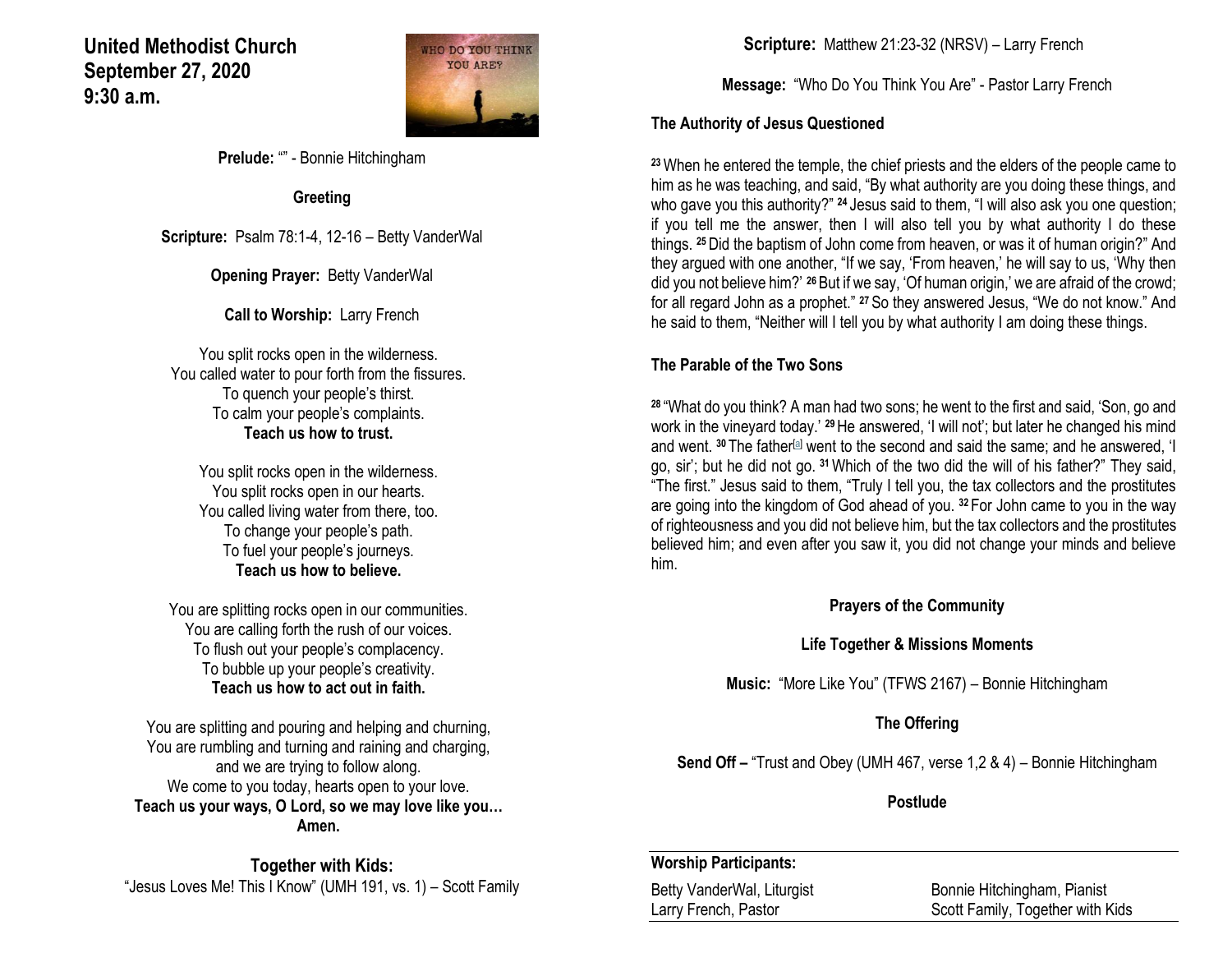**United Methodist Church**
**September 27, 2020**
**9:30 a.m.**

**Prelude:** "" - Bonnie Hitchingham

**Greeting**

**Scripture:** Psalm 78:1-4, 12-16 – Betty VanderWal

**Opening Prayer:** Betty VanderWal

**Call to Worship:** Larry French

You split rocks open in the wilderness.
You called water to pour forth from the fissures.
To quench your people's thirst.
To calm your people's complaints.
**Teach us how to trust.**

You split rocks open in the wilderness.
You split rocks open in our hearts.
You called living water from there, too.
To change your people's path.
To fuel your people's journeys.
**Teach us how to believe.**

You are splitting rocks open in our communities.
You are calling forth the rush of our voices.
To flush out your people's complacency.
To bubble up your people's creativity.
**Teach us how to act out in faith.**

You are splitting and pouring and helping and churning,
You are rumbling and turning and raining and charging,
and we are trying to follow along.
We come to you today, hearts open to your love.
**Teach us your ways, O Lord, so we may love like you…**
**Amen.**

**Together with Kids:**
"Jesus Loves Me! This I Know" (UMH 191, vs. 1) – Scott Family

**Scripture:** Matthew 21:23-32 (NRSV) – Larry French

**Message:** "Who Do You Think You Are" - Pastor Larry French

**The Authority of Jesus Questioned**

[23] When he entered the temple, the chief priests and the elders of the people came to him as he was teaching, and said, "By what authority are you doing these things, and who gave you this authority?" [24] Jesus said to them, "I will also ask you one question; if you tell me the answer, then I will also tell you by what authority I do these things. [25] Did the baptism of John come from heaven, or was it of human origin?" And they argued with one another, "If we say, 'From heaven,' he will say to us, 'Why then did you not believe him?' [26] But if we say, 'Of human origin,' we are afraid of the crowd; for all regard John as a prophet." [27] So they answered Jesus, "We do not know." And he said to them, "Neither will I tell you by what authority I am doing these things.

**The Parable of the Two Sons**

[28] "What do you think? A man had two sons; he went to the first and said, 'Son, go and work in the vineyard today.' [29] He answered, 'I will not'; but later he changed his mind and went. [30] The father[a] went to the second and said the same; and he answered, 'I go, sir'; but he did not go. [31] Which of the two did the will of his father?" They said, "The first." Jesus said to them, "Truly I tell you, the tax collectors and the prostitutes are going into the kingdom of God ahead of you. [32] For John came to you in the way of righteousness and you did not believe him, but the tax collectors and the prostitutes believed him; and even after you saw it, you did not change your minds and believe him.

**Prayers of the Community**

**Life Together & Missions Moments**

**Music:** "More Like You" (TFWS 2167) – Bonnie Hitchingham

**The Offering**

**Send Off –** "Trust and Obey (UMH 467, verse 1,2 & 4) – Bonnie Hitchingham

**Postlude**

**Worship Participants:**

| | |
|---|---|
| Betty VanderWal, Liturgist | Bonnie Hitchingham, Pianist |
| Larry French, Pastor | Scott Family, Together with Kids |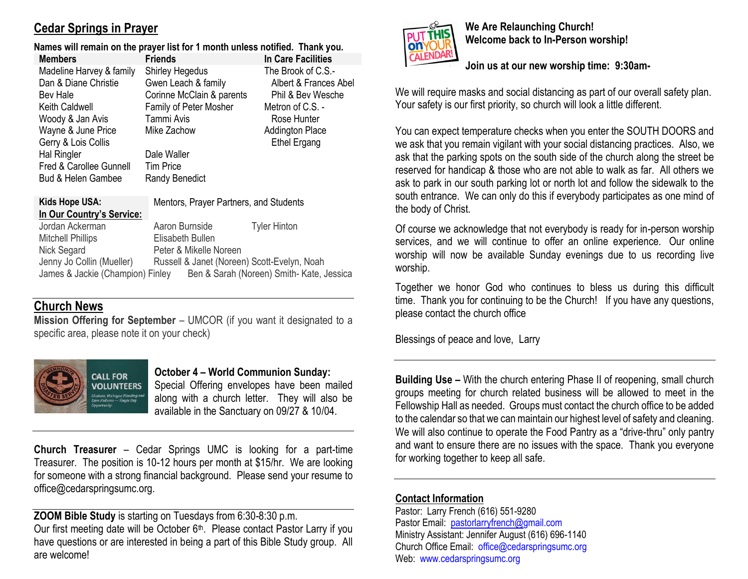## Cedar Springs in Prayer

**Names will remain on the prayer list for 1 month unless notified. Thank you.**

| Members | Friends | In Care Facilities |
|---|---|---|
| Madeline Harvey & family | Shirley Hegedus | The Brook of C.S.- |
| Dan & Diane Christie | Gwen Leach & family | Albert & Frances Abel |
| Bev Hale | Corinne McClain & parents | Phil & Bev Wesche |
| Keith Caldwell | Family of Peter Mosher | Metron of C.S. - |
| Woody & Jan Avis | Tammi Avis | Rose Hunter |
| Wayne & June Price | Mike Zachow | Addington Place |
| Gerry & Lois Collis | | Ethel Ergang |
| Hal Ringler | Dale Waller | |
| Fred & Carollee Gunnell | Tim Price | |
| Bud & Helen Gambee | Randy Benedict | |

**Kids Hope USA:** Mentors, Prayer Partners, and Students

**In Our Country's Service:**

Jordan Ackerman, Aaron Burnside, Tyler Hinton
Mitchell Phillips, Elisabeth Bullen
Nick Segard, Peter & Mikelle Noreen
Jenny Jo Collin (Mueller), Russell & Janet (Noreen) Scott-Evelyn, Noah
James & Jackie (Champion) Finley, Ben & Sarah (Noreen) Smith- Kate, Jessica

## Church News

**Mission Offering for September** – UMCOR (if you want it designated to a specific area, please note it on your check)

**October 4 – World Communion Sunday:** Special Offering envelopes have been mailed along with a church letter. They will also be available in the Sanctuary on 09/27 & 10/04.

**Church Treasurer** – Cedar Springs UMC is looking for a part-time Treasurer. The position is 10-12 hours per month at $15/hr. We are looking for someone with a strong financial background. Please send your resume to office@cedarspringsumc.org.

**ZOOM Bible Study** is starting on Tuesdays from 6:30-8:30 p.m. Our first meeting date will be October 6th. Please contact Pastor Larry if you have questions or are interested in being a part of this Bible Study group. All are welcome!

**We Are Relaunching Church!**
**Welcome back to In-Person worship!**

**Join us at our new worship time: 9:30am-**

We will require masks and social distancing as part of our overall safety plan. Your safety is our first priority, so church will look a little different.

You can expect temperature checks when you enter the SOUTH DOORS and we ask that you remain vigilant with your social distancing practices. Also, we ask that the parking spots on the south side of the church along the street be reserved for handicap & those who are not able to walk as far. All others we ask to park in our south parking lot or north lot and follow the sidewalk to the south entrance. We can only do this if everybody participates as one mind of the body of Christ.

Of course we acknowledge that not everybody is ready for in-person worship services, and we will continue to offer an online experience. Our online worship will now be available Sunday evenings due to us recording live worship.

Together we honor God who continues to bless us during this difficult time. Thank you for continuing to be the Church! If you have any questions, please contact the church office

Blessings of peace and love, Larry

**Building Use –** With the church entering Phase II of reopening, small church groups meeting for church related business will be allowed to meet in the Fellowship Hall as needed. Groups must contact the church office to be added to the calendar so that we can maintain our highest level of safety and cleaning. We will also continue to operate the Food Pantry as a "drive-thru" only pantry and want to ensure there are no issues with the space. Thank you everyone for working together to keep all safe.

### Contact Information

Pastor: Larry French (616) 551-9280
Pastor Email: pastorlarryfrench@gmail.com
Ministry Assistant: Jennifer August (616) 696-1140
Church Office Email: office@cedarspringsumc.org
Web: www.cedarspringsumc.org